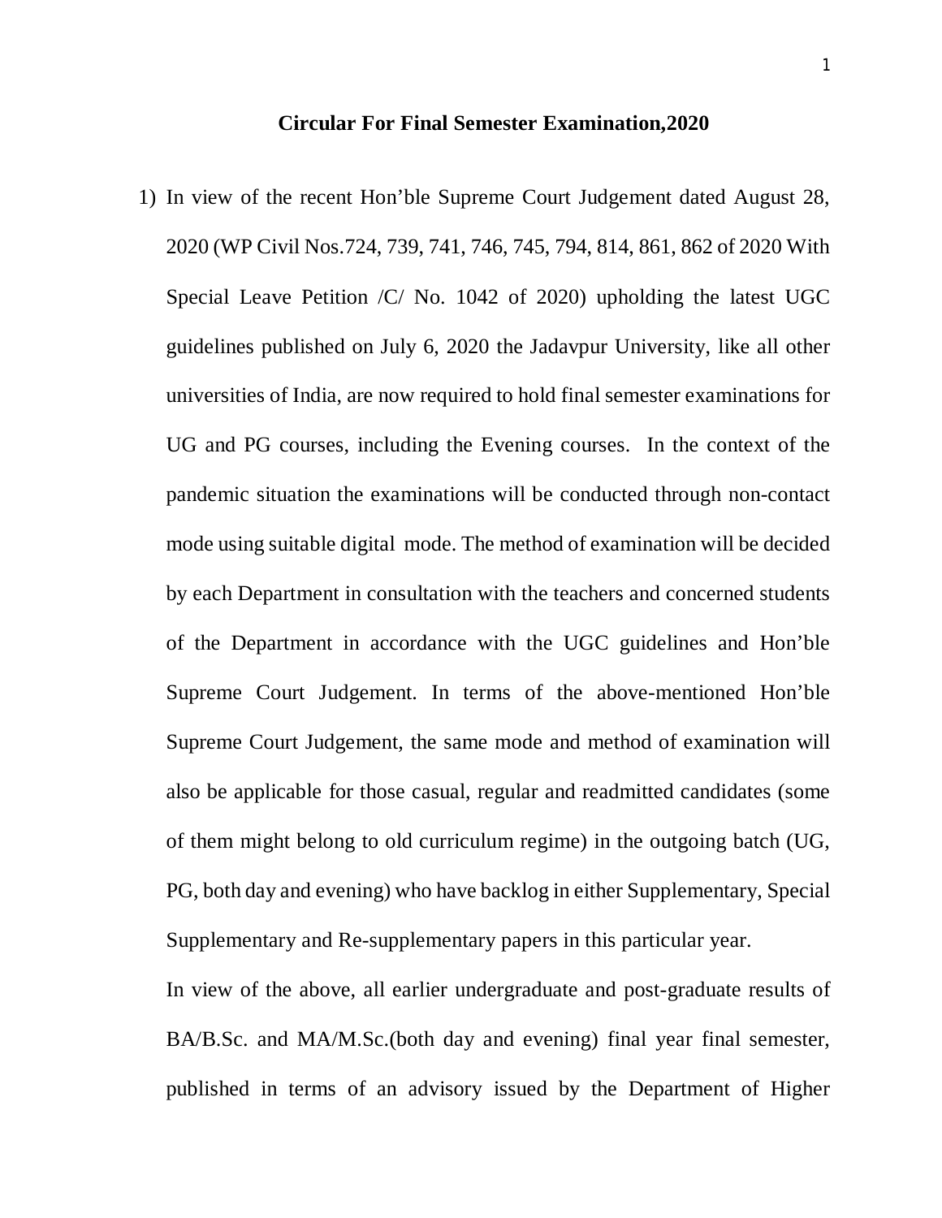**Circular For Final Semester Examination,2020**

1) In view of the recent Hon'ble Supreme Court Judgement dated August 28, 2020 (WP Civil Nos.724, 739, 741, 746, 745, 794, 814, 861, 862 of 2020 With Special Leave Petition /C/ No. 1042 of 2020) upholding the latest UGC guidelines published on July 6, 2020 the Jadavpur University, like all other universities of India, are now required to hold final semester examinations for UG and PG courses, including the Evening courses. In the context of the pandemic situation the examinations will be conducted through non-contact mode using suitable digital mode. The method of examination will be decided by each Department in consultation with the teachers and concerned students of the Department in accordance with the UGC guidelines and Hon'ble Supreme Court Judgement. In terms of the above-mentioned Hon'ble Supreme Court Judgement, the same mode and method of examination will also be applicable for those casual, regular and readmitted candidates (some of them might belong to old curriculum regime) in the outgoing batch (UG, PG, both day and evening) who have backlog in either Supplementary, Special Supplementary and Re-supplementary papers in this particular year.

   In view of the above, all earlier undergraduate and post-graduate results of BA/B.Sc. and MA/M.Sc.(both day and evening) final year final semester, published in terms of an advisory issued by the Department of Higher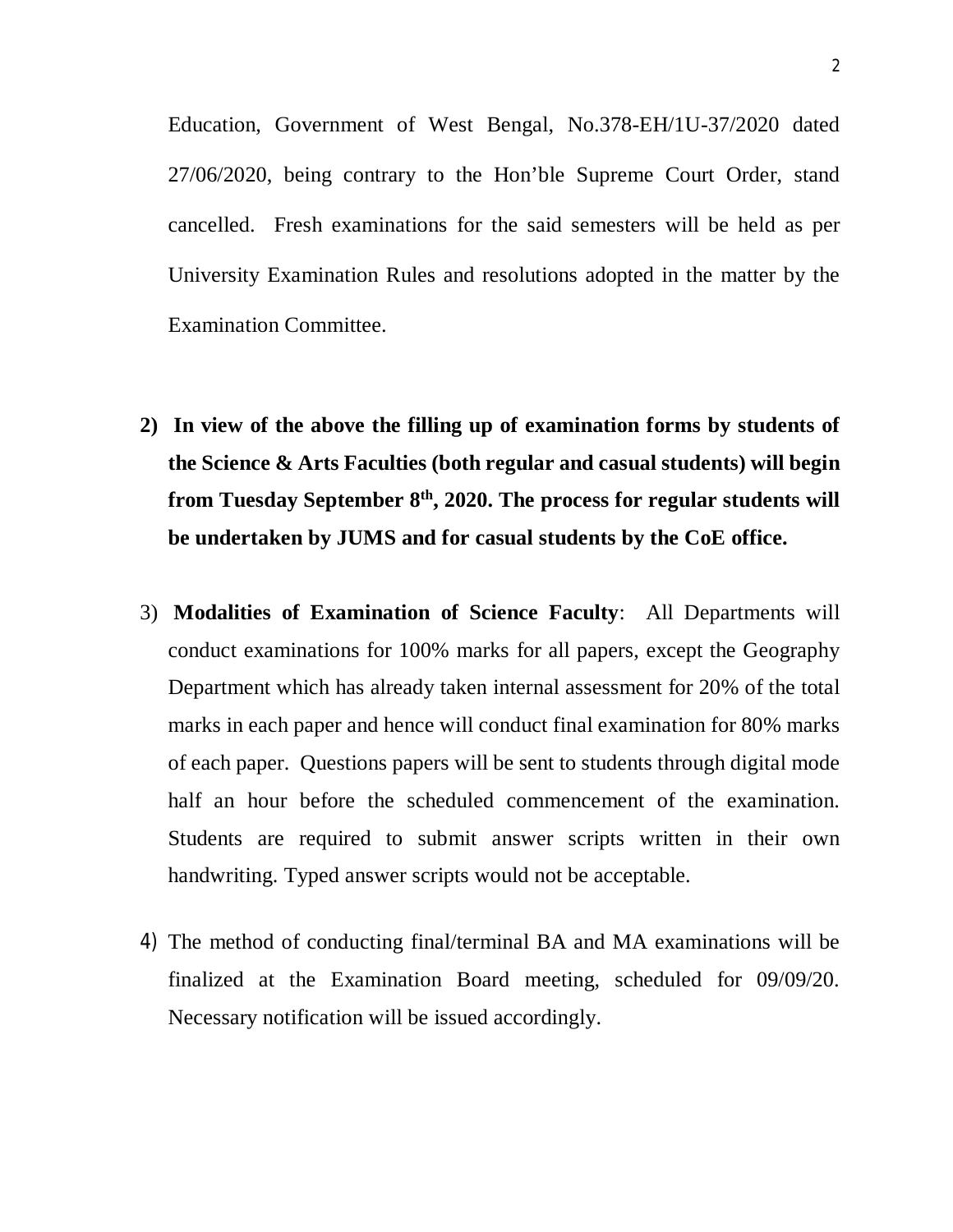Education, Government of West Bengal, No.378-EH/1U-37/2020 dated 27/06/2020, being contrary to the Hon'ble Supreme Court Order, stand cancelled. Fresh examinations for the said semesters will be held as per University Examination Rules and resolutions adopted in the matter by the Examination Committee.

2) **In view of the above the filling up of examination forms by students of the Science & Arts Faculties (both regular and casual students) will begin from Tuesday September 8th, 2020. The process for regular students will be undertaken by JUMS and for casual students by the CoE office.**

3) **Modalities of Examination of Science Faculty**: All Departments will conduct examinations for 100% marks for all papers, except the Geography Department which has already taken internal assessment for 20% of the total marks in each paper and hence will conduct final examination for 80% marks of each paper. Questions papers will be sent to students through digital mode half an hour before the scheduled commencement of the examination. Students are required to submit answer scripts written in their own handwriting. Typed answer scripts would not be acceptable.

4) The method of conducting final/terminal BA and MA examinations will be finalized at the Examination Board meeting, scheduled for 09/09/20. Necessary notification will be issued accordingly.